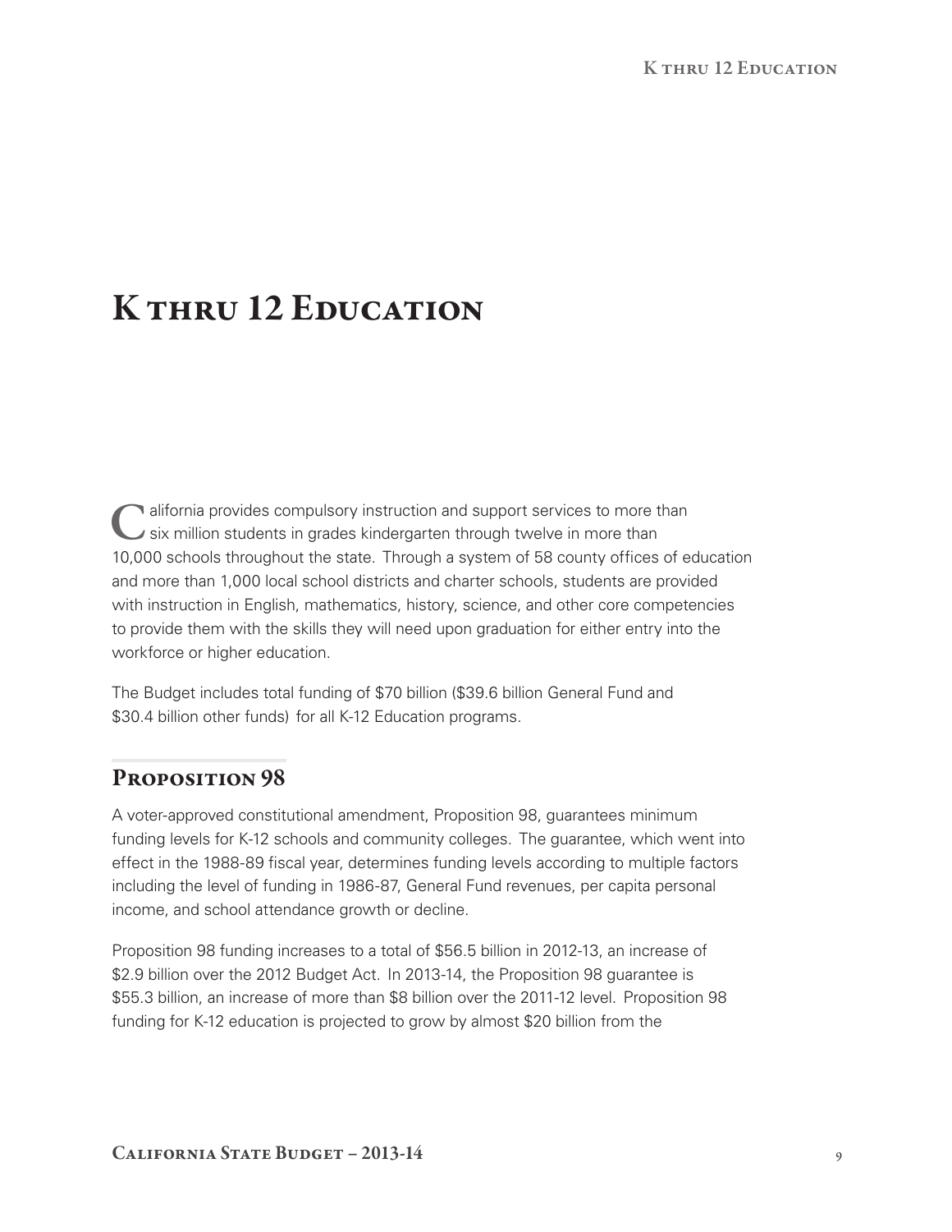# K thru 12 Education

California provides compulsory instruction and support services to more than six million students in grades kindergarten through twelve in more than 10,000 schools throughout the state. Through a system of 58 county offices of education and more than 1,000 local school districts and charter schools, students are provided with instruction in English, mathematics, history, science, and other core competencies to provide them with the skills they will need upon graduation for either entry into the workforce or higher education.

The Budget includes total funding of $70 billion ($39.6 billion General Fund and $30.4 billion other funds) for all K-12 Education programs.

## Proposition 98

A voter-approved constitutional amendment, Proposition 98, guarantees minimum funding levels for K-12 schools and community colleges. The guarantee, which went into effect in the 1988-89 fiscal year, determines funding levels according to multiple factors including the level of funding in 1986-87, General Fund revenues, per capita personal income, and school attendance growth or decline.

Proposition 98 funding increases to a total of $56.5 billion in 2012-13, an increase of $2.9 billion over the 2012 Budget Act. In 2013-14, the Proposition 98 guarantee is $55.3 billion, an increase of more than $8 billion over the 2011-12 level. Proposition 98 funding for K-12 education is projected to grow by almost $20 billion from the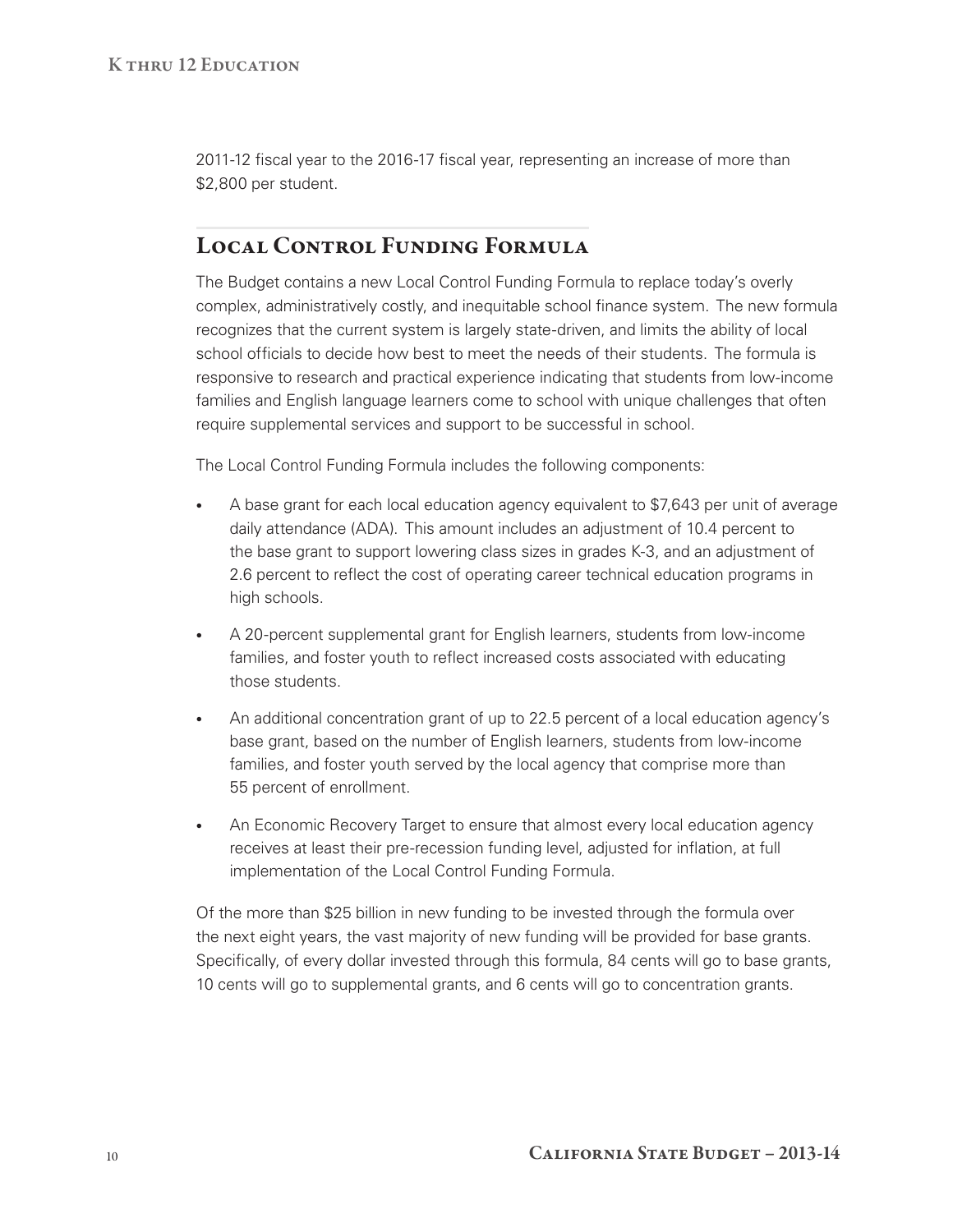2011-12 fiscal year to the 2016-17 fiscal year, representing an increase of more than $2,800 per student.

## Local Control Funding Formula

The Budget contains a new Local Control Funding Formula to replace today's overly complex, administratively costly, and inequitable school finance system. The new formula recognizes that the current system is largely state-driven, and limits the ability of local school officials to decide how best to meet the needs of their students. The formula is responsive to research and practical experience indicating that students from low-income families and English language learners come to school with unique challenges that often require supplemental services and support to be successful in school.

The Local Control Funding Formula includes the following components:

- A base grant for each local education agency equivalent to $7,643 per unit of average daily attendance (ADA). This amount includes an adjustment of 10.4 percent to the base grant to support lowering class sizes in grades K-3, and an adjustment of 2.6 percent to reflect the cost of operating career technical education programs in high schools.
- A 20-percent supplemental grant for English learners, students from low-income families, and foster youth to reflect increased costs associated with educating those students.
- An additional concentration grant of up to 22.5 percent of a local education agency's base grant, based on the number of English learners, students from low-income families, and foster youth served by the local agency that comprise more than 55 percent of enrollment.
- An Economic Recovery Target to ensure that almost every local education agency receives at least their pre-recession funding level, adjusted for inflation, at full implementation of the Local Control Funding Formula.

Of the more than $25 billion in new funding to be invested through the formula over the next eight years, the vast majority of new funding will be provided for base grants. Specifically, of every dollar invested through this formula, 84 cents will go to base grants, 10 cents will go to supplemental grants, and 6 cents will go to concentration grants.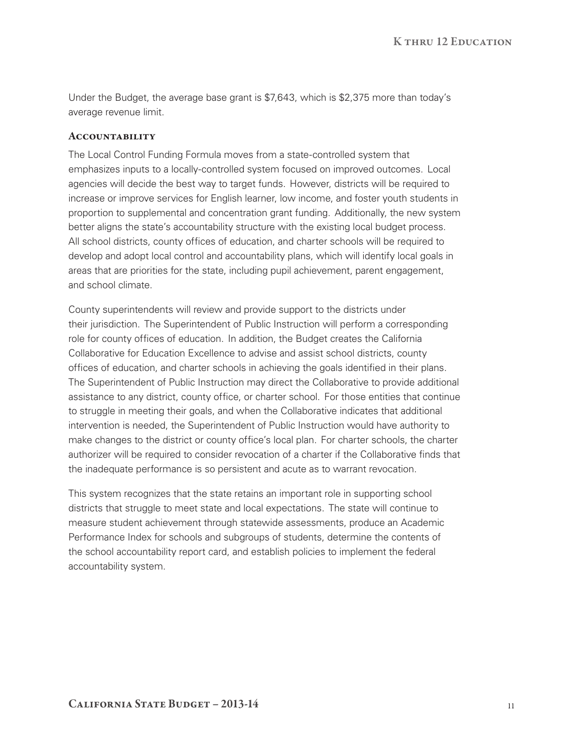Under the Budget, the average base grant is $7,643, which is $2,375 more than today's average revenue limit.

### Accountability

The Local Control Funding Formula moves from a state-controlled system that emphasizes inputs to a locally-controlled system focused on improved outcomes. Local agencies will decide the best way to target funds. However, districts will be required to increase or improve services for English learner, low income, and foster youth students in proportion to supplemental and concentration grant funding. Additionally, the new system better aligns the state's accountability structure with the existing local budget process. All school districts, county offices of education, and charter schools will be required to develop and adopt local control and accountability plans, which will identify local goals in areas that are priorities for the state, including pupil achievement, parent engagement, and school climate.

County superintendents will review and provide support to the districts under their jurisdiction. The Superintendent of Public Instruction will perform a corresponding role for county offices of education. In addition, the Budget creates the California Collaborative for Education Excellence to advise and assist school districts, county offices of education, and charter schools in achieving the goals identified in their plans. The Superintendent of Public Instruction may direct the Collaborative to provide additional assistance to any district, county office, or charter school. For those entities that continue to struggle in meeting their goals, and when the Collaborative indicates that additional intervention is needed, the Superintendent of Public Instruction would have authority to make changes to the district or county office's local plan. For charter schools, the charter authorizer will be required to consider revocation of a charter if the Collaborative finds that the inadequate performance is so persistent and acute as to warrant revocation.

This system recognizes that the state retains an important role in supporting school districts that struggle to meet state and local expectations. The state will continue to measure student achievement through statewide assessments, produce an Academic Performance Index for schools and subgroups of students, determine the contents of the school accountability report card, and establish policies to implement the federal accountability system.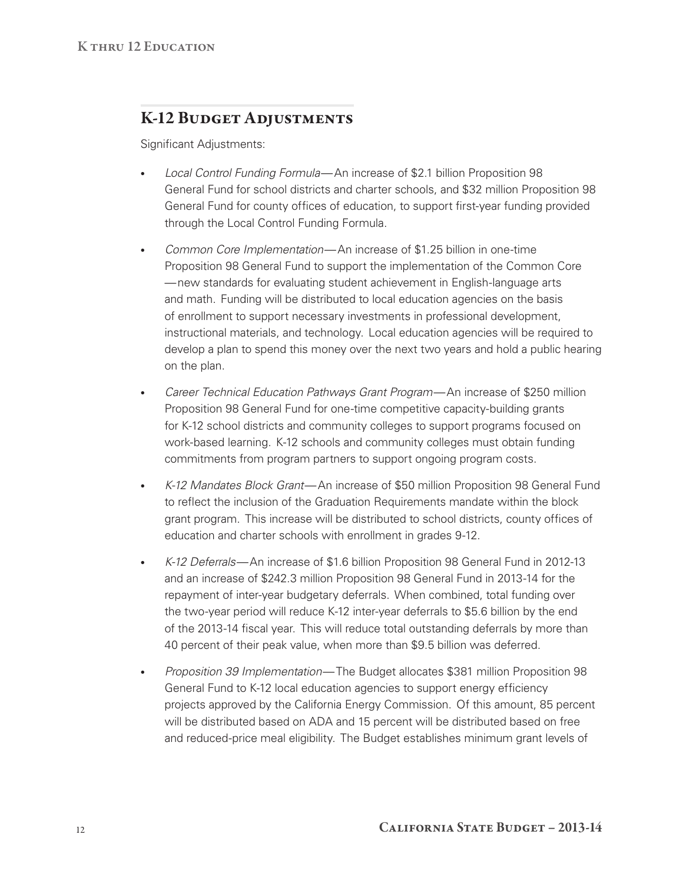## K-12 Budget Adjustments

Significant Adjustments:

- *Local Control Funding Formula*—An increase of $2.1 billion Proposition 98 General Fund for school districts and charter schools, and $32 million Proposition 98 General Fund for county offices of education, to support first-year funding provided through the Local Control Funding Formula.
- *Common Core Implementation*—An increase of $1.25 billion in one-time Proposition 98 General Fund to support the implementation of the Common Core —new standards for evaluating student achievement in English-language arts and math. Funding will be distributed to local education agencies on the basis of enrollment to support necessary investments in professional development, instructional materials, and technology. Local education agencies will be required to develop a plan to spend this money over the next two years and hold a public hearing on the plan.
- *Career Technical Education Pathways Grant Program*—An increase of $250 million Proposition 98 General Fund for one-time competitive capacity-building grants for K-12 school districts and community colleges to support programs focused on work-based learning. K-12 schools and community colleges must obtain funding commitments from program partners to support ongoing program costs.
- *K-12 Mandates Block Grant*—An increase of $50 million Proposition 98 General Fund to reflect the inclusion of the Graduation Requirements mandate within the block grant program. This increase will be distributed to school districts, county offices of education and charter schools with enrollment in grades 9-12.
- *K-12 Deferrals*—An increase of $1.6 billion Proposition 98 General Fund in 2012-13 and an increase of $242.3 million Proposition 98 General Fund in 2013-14 for the repayment of inter-year budgetary deferrals. When combined, total funding over the two-year period will reduce K-12 inter-year deferrals to $5.6 billion by the end of the 2013-14 fiscal year. This will reduce total outstanding deferrals by more than 40 percent of their peak value, when more than $9.5 billion was deferred.
- *Proposition 39 Implementation*—The Budget allocates $381 million Proposition 98 General Fund to K-12 local education agencies to support energy efficiency projects approved by the California Energy Commission. Of this amount, 85 percent will be distributed based on ADA and 15 percent will be distributed based on free and reduced-price meal eligibility. The Budget establishes minimum grant levels of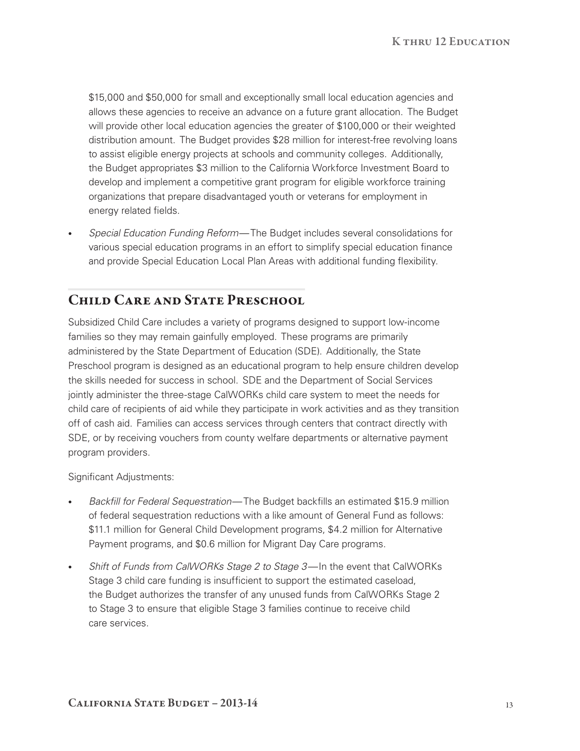$15,000 and $50,000 for small and exceptionally small local education agencies and allows these agencies to receive an advance on a future grant allocation. The Budget will provide other local education agencies the greater of $100,000 or their weighted distribution amount. The Budget provides $28 million for interest-free revolving loans to assist eligible energy projects at schools and community colleges. Additionally, the Budget appropriates $3 million to the California Workforce Investment Board to develop and implement a competitive grant program for eligible workforce training organizations that prepare disadvantaged youth or veterans for employment in energy related fields.

- *Special Education Funding Reform*—The Budget includes several consolidations for various special education programs in an effort to simplify special education finance and provide Special Education Local Plan Areas with additional funding flexibility.

## Child Care and State Preschool

Subsidized Child Care includes a variety of programs designed to support low-income families so they may remain gainfully employed. These programs are primarily administered by the State Department of Education (SDE). Additionally, the State Preschool program is designed as an educational program to help ensure children develop the skills needed for success in school. SDE and the Department of Social Services jointly administer the three-stage CalWORKs child care system to meet the needs for child care of recipients of aid while they participate in work activities and as they transition off of cash aid. Families can access services through centers that contract directly with SDE, or by receiving vouchers from county welfare departments or alternative payment program providers.

Significant Adjustments:

- *Backfill for Federal Sequestration*—The Budget backfills an estimated $15.9 million of federal sequestration reductions with a like amount of General Fund as follows: $11.1 million for General Child Development programs, $4.2 million for Alternative Payment programs, and $0.6 million for Migrant Day Care programs.
- *Shift of Funds from CalWORKs Stage 2 to Stage 3*—In the event that CalWORKs Stage 3 child care funding is insufficient to support the estimated caseload, the Budget authorizes the transfer of any unused funds from CalWORKs Stage 2 to Stage 3 to ensure that eligible Stage 3 families continue to receive child care services.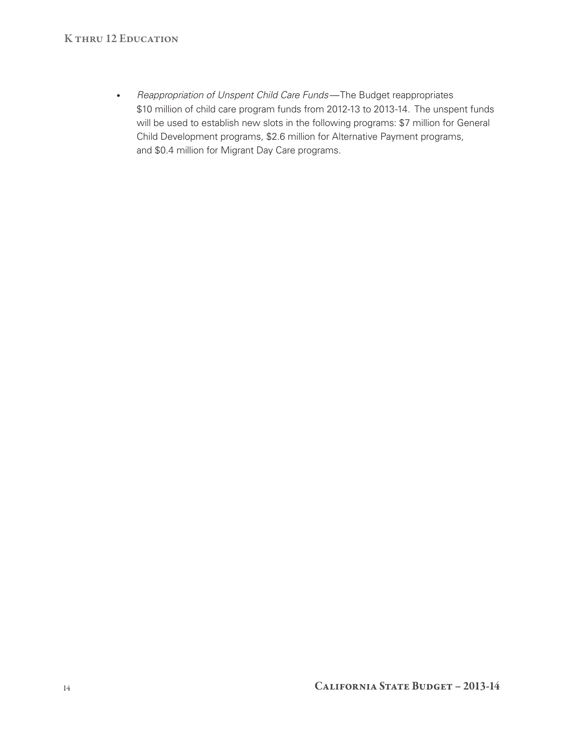- *Reappropriation of Unspent Child Care Funds*—The Budget reappropriates $10 million of child care program funds from 2012-13 to 2013-14. The unspent funds will be used to establish new slots in the following programs: $7 million for General Child Development programs, $2.6 million for Alternative Payment programs, and $0.4 million for Migrant Day Care programs.